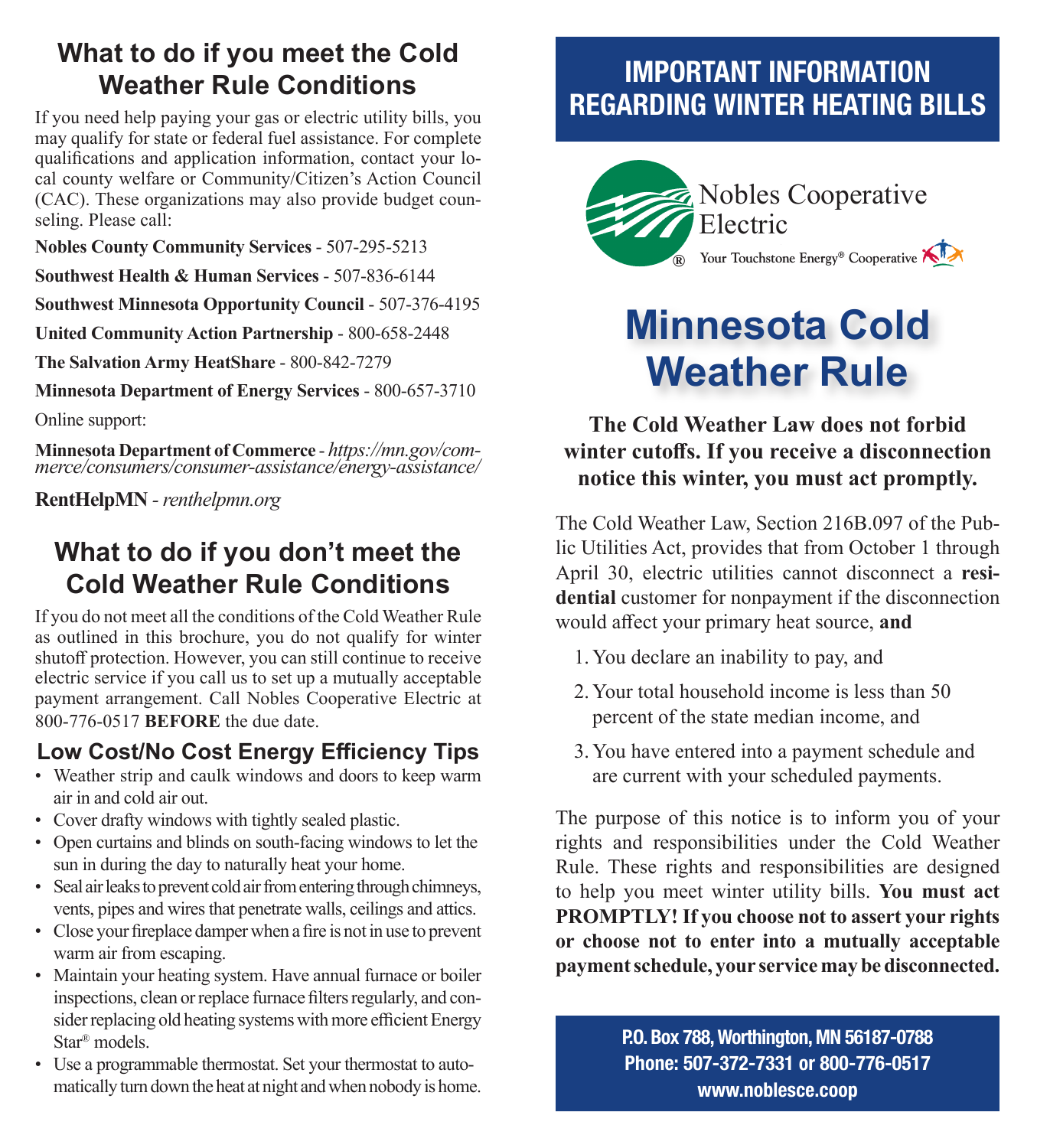## What to do if you meet the Cold Weather Rule Conditions

If you need help paying your gas or electric utility bills, you may qualify for state or federal fuel assistance. For complete qualifications and application information, contact your local county welfare or Community/Citizen's Action Council (CAC). These organizations may also provide budget counseling. Please call:

**Nobles County Community Services** - 507-295-5213

**Southwest Health & Human Services** - 507-836-6144

**Southwest Minnesota Opportunity Council** - 507-376-4195

**United Community Action Partnership** - 800-658-2448

**The Salvation Army HeatShare** - 800-842-7279

**Minnesota Department of Energy Services** - 800-657-3710

Online support:

**Minnesota Department of Commerce** - *https://mn.gov/commerce/consumers/consumer-assistance/energy-assistance/*

**RentHelpMN** - *renthelpmn.org*

## What to do if you don't meet the Cold Weather Rule Conditions

If you do not meet all the conditions of the Cold Weather Rule as outlined in this brochure, you do not qualify for winter shutoff protection. However, you can still continue to receive electric service if you call us to set up a mutually acceptable payment arrangement. Call Nobles Cooperative Electric at 800-776-0517 **BEFORE** the due date.

### Low Cost/No Cost Energy Efficiency Tips

- Weather strip and caulk windows and doors to keep warm air in and cold air out.
- Cover drafty windows with tightly sealed plastic.
- Open curtains and blinds on south-facing windows to let the sun in during the day to naturally heat your home.
- Seal air leaks to prevent cold air from entering through chimneys, vents, pipes and wires that penetrate walls, ceilings and attics.
- Close your fireplace damper when a fire is not in use to prevent warm air from escaping.
- Maintain your heating system. Have annual furnace or boiler inspections, clean or replace furnace filters regularly, and consider replacing old heating systems with more efficient Energy Star® models.
- Use a programmable thermostat. Set your thermostat to automatically turn down the heat at night and when nobody is home.

## IMPORTANT INFORMATION REGARDING WINTER HEATING BILLS

Nobles Cooperative Electric

Your Touchstone Energy® Cooperative

# Minnesota Cold Weather Rule

**The Cold Weather Law does not forbid winter cutoffs. If you receive a disconnection notice this winter, you must act promptly.**

The Cold Weather Law, Section 216B.097 of the Public Utilities Act, provides that from October 1 through April 30, electric utilities cannot disconnect a **residential** customer for nonpayment if the disconnection would affect your primary heat source, **and**

1. You declare an inability to pay, and
2. Your total household income is less than 50 percent of the state median income, and
3. You have entered into a payment schedule and are current with your scheduled payments.

The purpose of this notice is to inform you of your rights and responsibilities under the Cold Weather Rule. These rights and responsibilities are designed to help you meet winter utility bills. **You must act PROMPTLY! If you choose not to assert your rights or choose not to enter into a mutually acceptable payment schedule, your service may be disconnected.**

**P.O. Box 788, Worthington, MN 56187-0788**
**Phone: 507-372-7331 or 800-776-0517**
**www.noblesce.coop**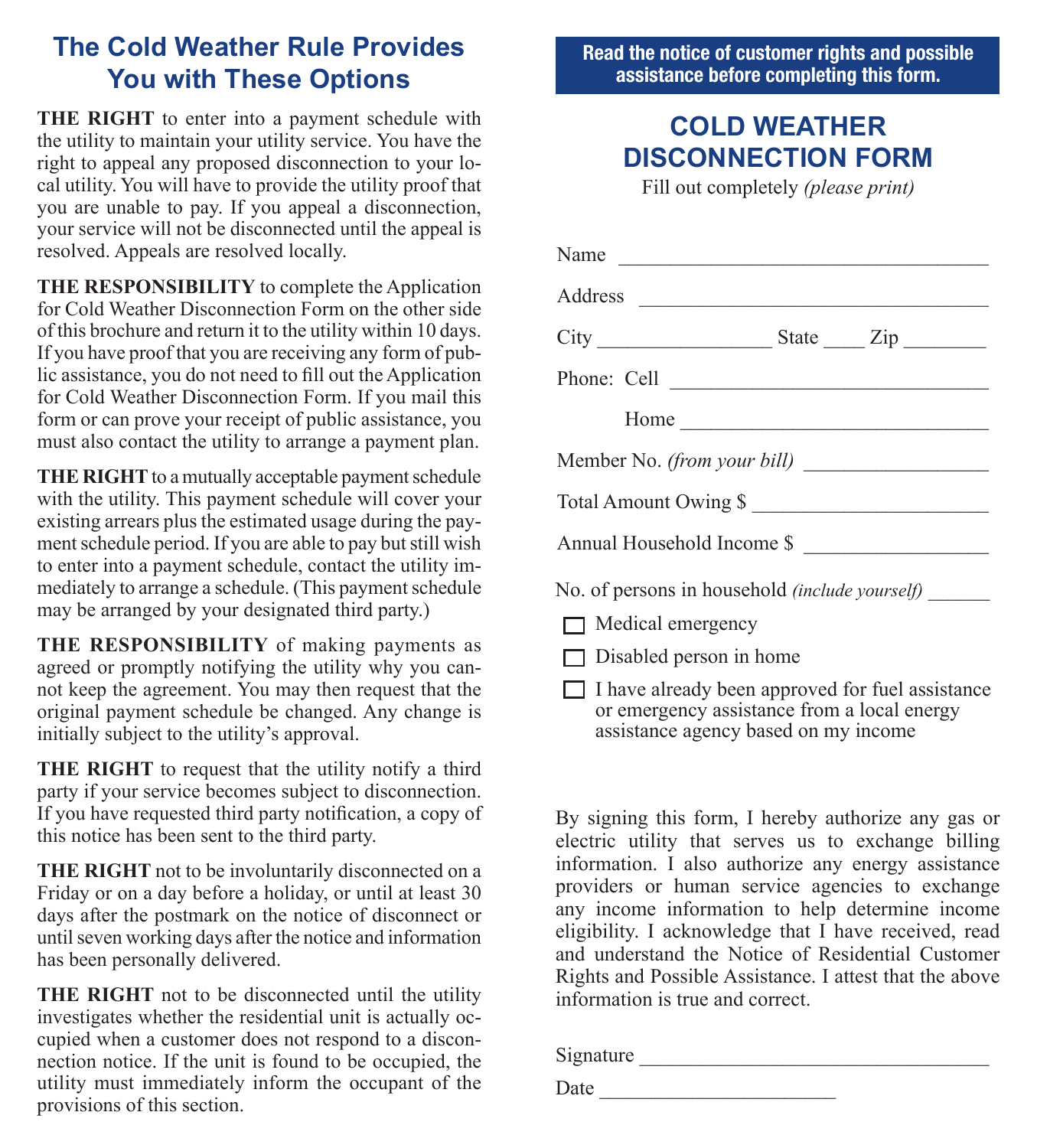## The Cold Weather Rule Provides You with These Options

**THE RIGHT** to enter into a payment schedule with the utility to maintain your utility service. You have the right to appeal any proposed disconnection to your local utility. You will have to provide the utility proof that you are unable to pay. If you appeal a disconnection, your service will not be disconnected until the appeal is resolved. Appeals are resolved locally.

**THE RESPONSIBILITY** to complete the Application for Cold Weather Disconnection Form on the other side of this brochure and return it to the utility within 10 days. If you have proof that you are receiving any form of public assistance, you do not need to fill out the Application for Cold Weather Disconnection Form. If you mail this form or can prove your receipt of public assistance, you must also contact the utility to arrange a payment plan.

**THE RIGHT** to a mutually acceptable payment schedule with the utility. This payment schedule will cover your existing arrears plus the estimated usage during the payment schedule period. If you are able to pay but still wish to enter into a payment schedule, contact the utility immediately to arrange a schedule. (This payment schedule may be arranged by your designated third party.)

**THE RESPONSIBILITY** of making payments as agreed or promptly notifying the utility why you cannot keep the agreement. You may then request that the original payment schedule be changed. Any change is initially subject to the utility's approval.

**THE RIGHT** to request that the utility notify a third party if your service becomes subject to disconnection. If you have requested third party notification, a copy of this notice has been sent to the third party.

**THE RIGHT** not to be involuntarily disconnected on a Friday or on a day before a holiday, or until at least 30 days after the postmark on the notice of disconnect or until seven working days after the notice and information has been personally delivered.

**THE RIGHT** not to be disconnected until the utility investigates whether the residential unit is actually occupied when a customer does not respond to a disconnection notice. If the unit is found to be occupied, the utility must immediately inform the occupant of the provisions of this section.

**Read the notice of customer rights and possible assistance before completing this form.**

## COLD WEATHER DISCONNECTION FORM

Fill out completely *(please print)*

Name ___________________________________

Address ___________________________________

City ________________ State ____ Zip ________

Phone: Cell ______________________________

Home ______________________________

Member No. *(from your bill)* _________________

Total Amount Owing $ _______________________

Annual Household Income $ _________________

No. of persons in household *(include yourself)* ______

- ☐ Medical emergency
- ☐ Disabled person in home
- ☐ I have already been approved for fuel assistance or emergency assistance from a local energy assistance agency based on my income

By signing this form, I hereby authorize any gas or electric utility that serves us to exchange billing information. I also authorize any energy assistance providers or human service agencies to exchange any income information to help determine income eligibility. I acknowledge that I have received, read and understand the Notice of Residential Customer Rights and Possible Assistance. I attest that the above information is true and correct.

Signature _________________________________

Date ______________________